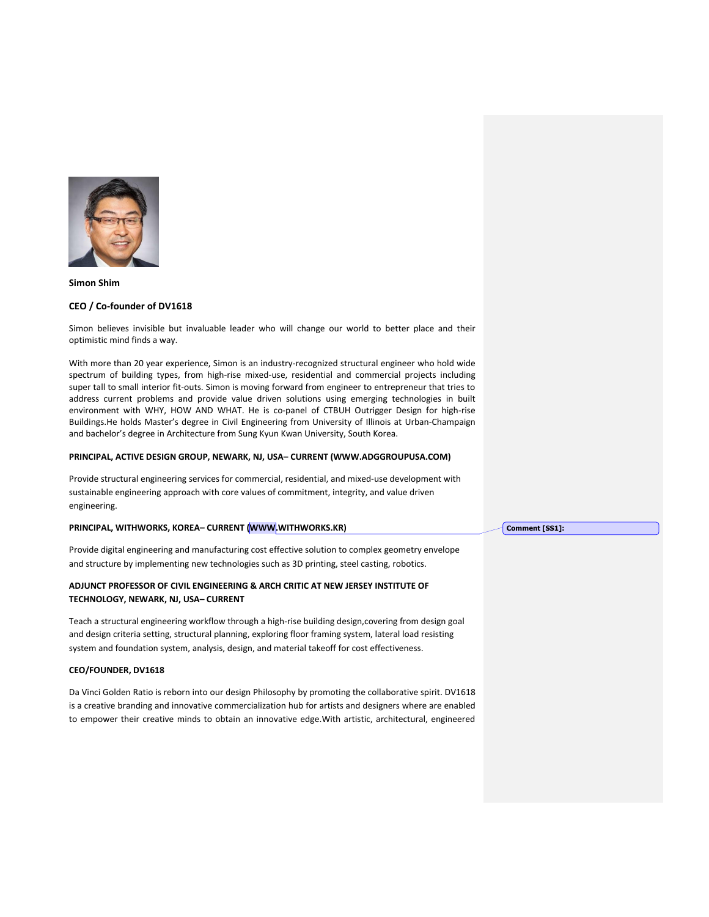**Simon Shim**

**CEO / Co-founder of DV1618**

Simon believes invisible but invaluable leader who will change our world to better place and their optimistic mind finds a way.

With more than 20 year experience, Simon is an industry-recognized structural engineer who hold wide spectrum of building types, from high-rise mixed-use, residential and commercial projects including super tall to small interior fit-outs. Simon is moving forward from engineer to entrepreneur that tries to address current problems and provide value driven solutions using emerging technologies in built environment with WHY, HOW AND WHAT. He is co-panel of CTBUH Outrigger Design for high-rise Buildings.He holds Master's degree in Civil Engineering from University of Illinois at Urban-Champaign and bachelor's degree in Architecture from Sung Kyun Kwan University, South Korea.

**PRINCIPAL, ACTIVE DESIGN GROUP, NEWARK, NJ, USA– CURRENT (WWW.ADGGROUPUSA.COM)**

Provide structural engineering services for commercial, residential, and mixed-use development with sustainable engineering approach with core values of commitment, integrity, and value driven engineering.

**PRINCIPAL, WITHWORKS, KOREA– CURRENT (WWW.WITHWORKS.KR)**

Comment [SS1]:

Provide digital engineering and manufacturing cost effective solution to complex geometry envelope and structure by implementing new technologies such as 3D printing, steel casting, robotics.

**ADJUNCT PROFESSOR OF CIVIL ENGINEERING & ARCH CRITIC AT NEW JERSEY INSTITUTE OF TECHNOLOGY, NEWARK, NJ, USA– CURRENT**

Teach a structural engineering workflow through a high-rise building design,covering from design goal and design criteria setting, structural planning, exploring floor framing system, lateral load resisting system and foundation system, analysis, design, and material takeoff for cost effectiveness.

**CEO/FOUNDER, DV1618**

Da Vinci Golden Ratio is reborn into our design Philosophy by promoting the collaborative spirit. DV1618 is a creative branding and innovative commercialization hub for artists and designers where are enabled to empower their creative minds to obtain an innovative edge.With artistic, architectural, engineered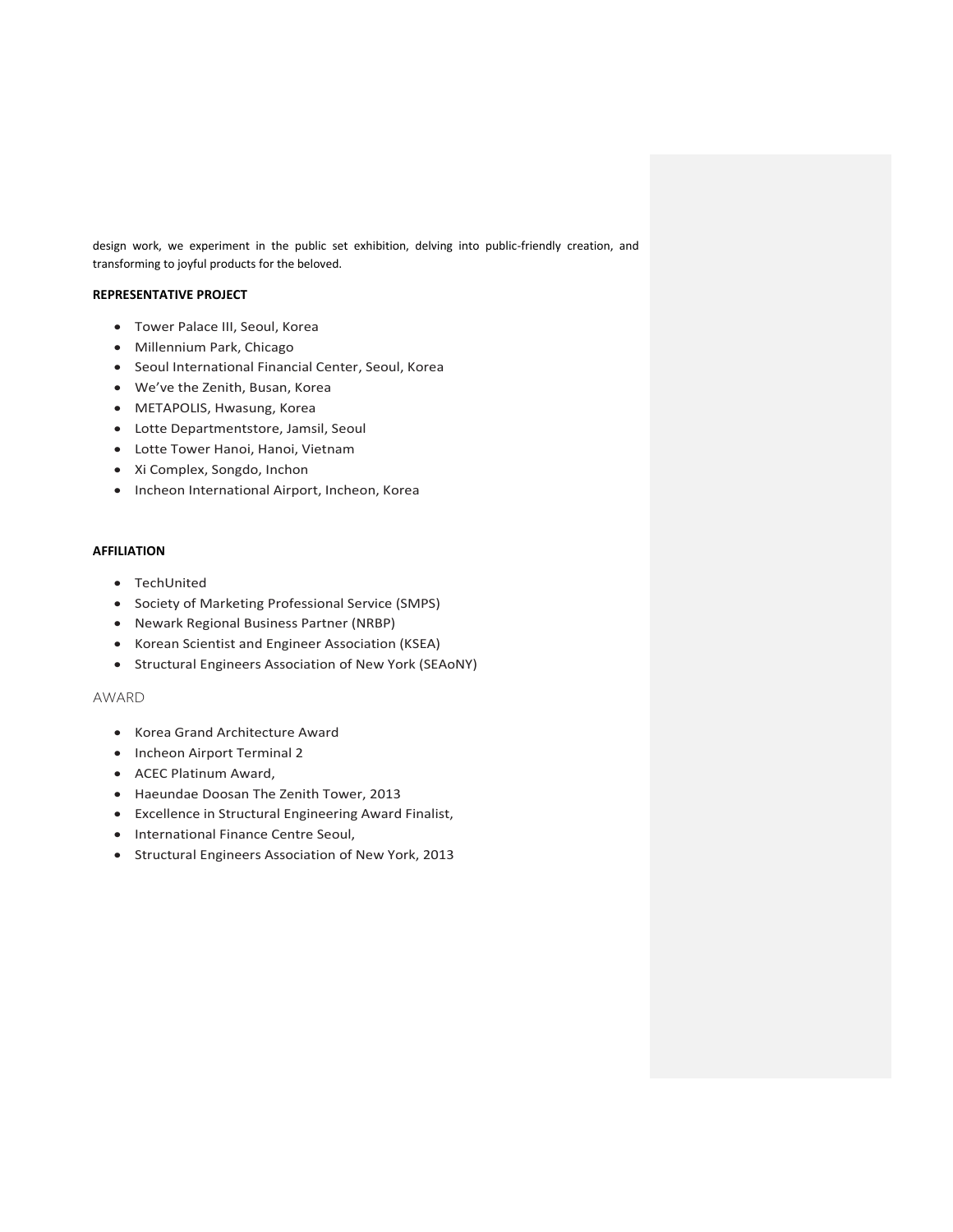design work, we experiment in the public set exhibition, delving into public-friendly creation, and transforming to joyful products for the beloved.

**REPRESENTATIVE PROJECT**

- Tower Palace III, Seoul, Korea
- Millennium Park, Chicago
- Seoul International Financial Center, Seoul, Korea
- We've the Zenith, Busan, Korea
- METAPOLIS, Hwasung, Korea
- Lotte Departmentstore, Jamsil, Seoul
- Lotte Tower Hanoi, Hanoi, Vietnam
- Xi Complex, Songdo, Inchon
- Incheon International Airport, Incheon, Korea

**AFFILIATION**

- TechUnited
- Society of Marketing Professional Service (SMPS)
- Newark Regional Business Partner (NRBP)
- Korean Scientist and Engineer Association (KSEA)
- Structural Engineers Association of New York (SEAoNY)

## AWARD

- Korea Grand Architecture Award
- Incheon Airport Terminal 2
- ACEC Platinum Award,
- Haeundae Doosan The Zenith Tower, 2013
- Excellence in Structural Engineering Award Finalist,
- International Finance Centre Seoul,
- Structural Engineers Association of New York, 2013